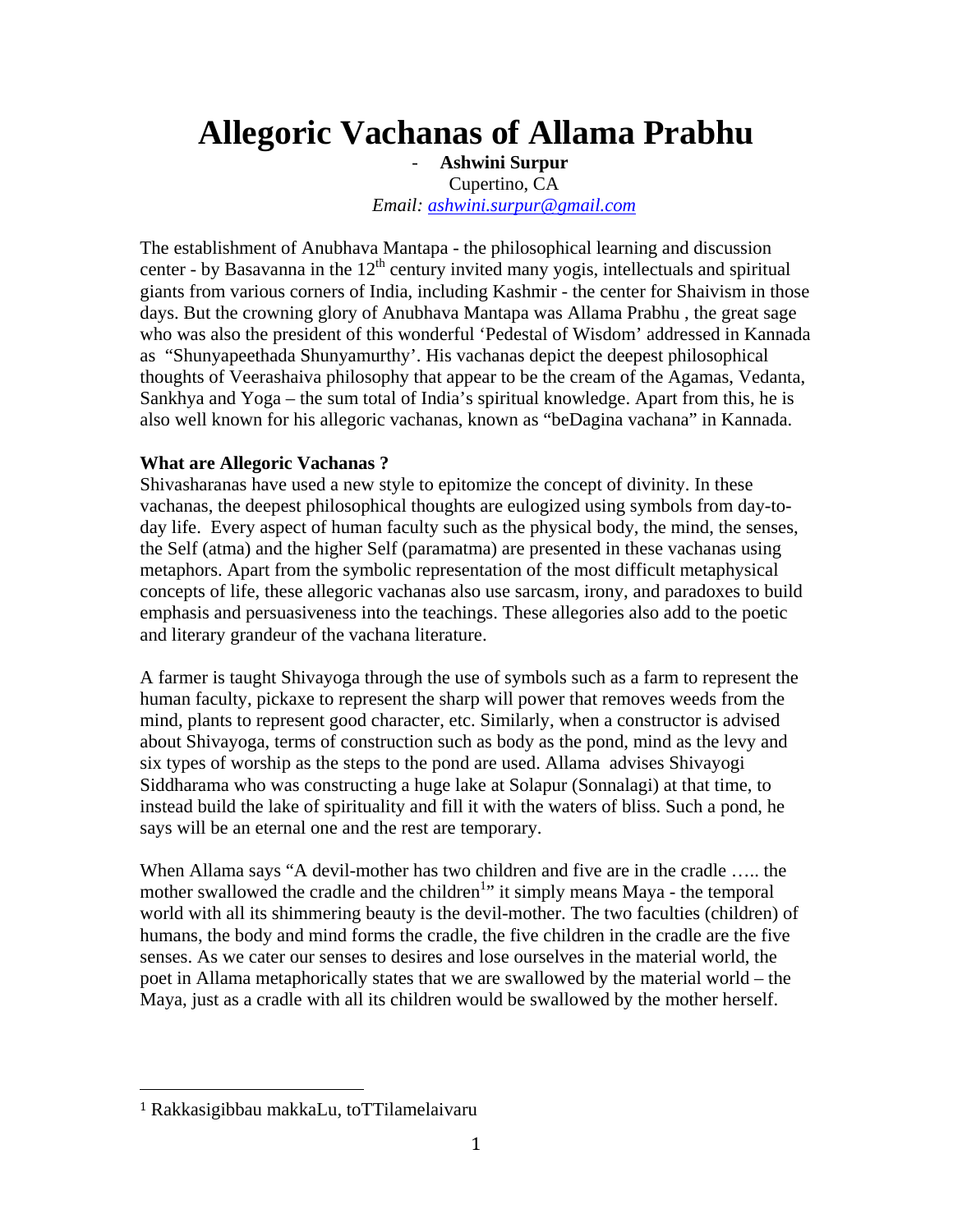# Allegoric Vachanas of Allama Prabhu

- **Ashwini Surpur**

Cupertino, CA

*Email: ashwini.surpur@gmail.com*

The establishment of Anubhava Mantapa - the philosophical learning and discussion center - by Basavanna in the $12^{th}$ century invited many yogis, intellectuals and spiritual giants from various corners of India, including Kashmir - the center for Shaivism in those days. But the crowning glory of Anubhava Mantapa was Allama Prabhu , the great sage who was also the president of this wonderful 'Pedestal of Wisdom' addressed in Kannada as "Shunyapeethada Shunyamurthy". His vachanas depict the deepest philosophical thoughts of Veerashaiva philosophy that appear to be the cream of the Agamas, Vedanta, Sankhya and Yoga – the sum total of India's spiritual knowledge. Apart from this, he is also well known for his allegoric vachanas, known as "beDagina vachana" in Kannada.

**What are Allegoric Vachanas ?**

Shivasharanas have used a new style to epitomize the concept of divinity. In these vachanas, the deepest philosophical thoughts are eulogized using symbols from day-to-day life. Every aspect of human faculty such as the physical body, the mind, the senses, the Self (atma) and the higher Self (paramatma) are presented in these vachanas using metaphors. Apart from the symbolic representation of the most difficult metaphysical concepts of life, these allegoric vachanas also use sarcasm, irony, and paradoxes to build emphasis and persuasiveness into the teachings. These allegories also add to the poetic and literary grandeur of the vachana literature.

A farmer is taught Shivayoga through the use of symbols such as a farm to represent the human faculty, pickaxe to represent the sharp will power that removes weeds from the mind, plants to represent good character, etc. Similarly, when a constructor is advised about Shivayoga, terms of construction such as body as the pond, mind as the levy and six types of worship as the steps to the pond are used. Allama advises Shivayogi Siddharama who was constructing a huge lake at Solapur (Sonnalagi) at that time, to instead build the lake of spirituality and fill it with the waters of bliss. Such a pond, he says will be an eternal one and the rest are temporary.

When Allama says "A devil-mother has two children and five are in the cradle ….. the mother swallowed the cradle and the children[1]" it simply means Maya - the temporal world with all its shimmering beauty is the devil-mother. The two faculties (children) of humans, the body and mind forms the cradle, the five children in the cradle are the five senses. As we cater our senses to desires and lose ourselves in the material world, the poet in Allama metaphorically states that we are swallowed by the material world – the Maya, just as a cradle with all its children would be swallowed by the mother herself.

[1] Rakkasigibbau makkaLu, toTTilamelaivaru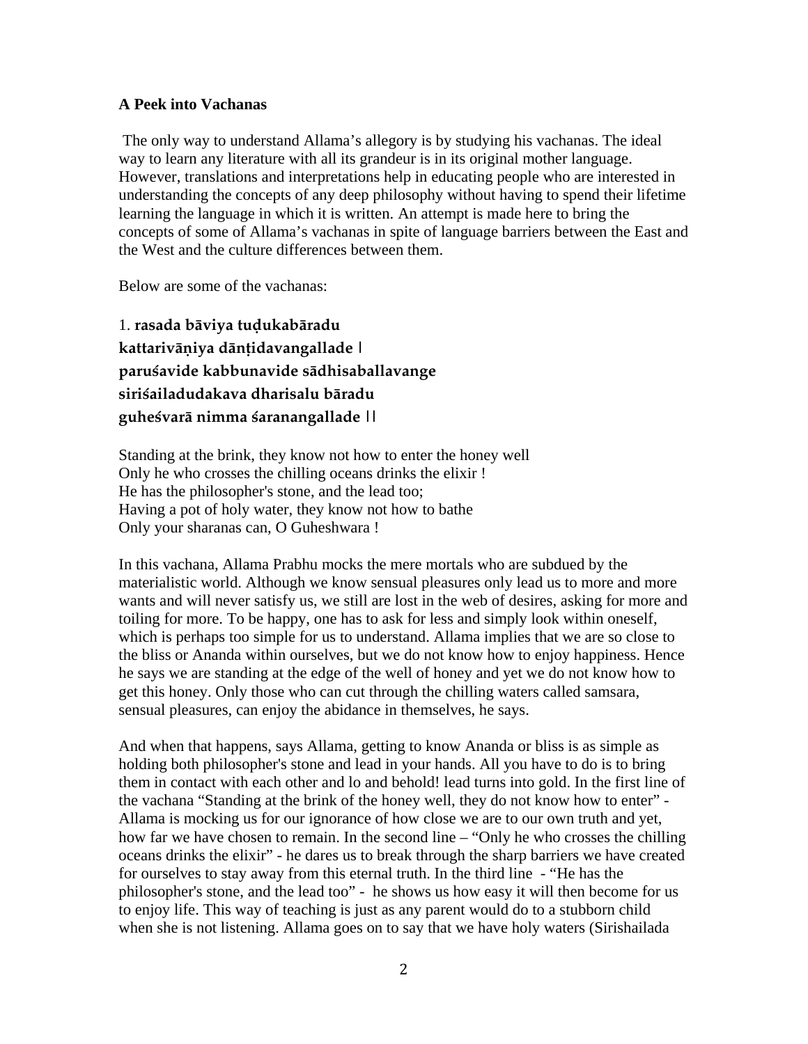**A Peek into Vachanas**

The only way to understand Allama's allegory is by studying his vachanas. The ideal way to learn any literature with all its grandeur is in its original mother language. However, translations and interpretations help in educating people who are interested in understanding the concepts of any deep philosophy without having to spend their lifetime learning the language in which it is written. An attempt is made here to bring the concepts of some of Allama's vachanas in spite of language barriers between the East and the West and the culture differences between them.

Below are some of the vachanas:

1. **rasada bāviya tuḍukabāradu**
**kattarivāṇiya dāṇṭidavangallade |**
**paruśavide kabbunavide sādhisaballavange**
**siriśailadudakava dharisalu bāradu**
**guheśvarā nimma śaranangallade ||**

Standing at the brink, they know not how to enter the honey well
Only he who crosses the chilling oceans drinks the elixir !
He has the philosopher's stone, and the lead too;
Having a pot of holy water, they know not how to bathe
Only your sharanas can, O Guheshwara !

In this vachana, Allama Prabhu mocks the mere mortals who are subdued by the materialistic world. Although we know sensual pleasures only lead us to more and more wants and will never satisfy us, we still are lost in the web of desires, asking for more and toiling for more. To be happy, one has to ask for less and simply look within oneself, which is perhaps too simple for us to understand. Allama implies that we are so close to the bliss or Ananda within ourselves, but we do not know how to enjoy happiness. Hence he says we are standing at the edge of the well of honey and yet we do not know how to get this honey. Only those who can cut through the chilling waters called samsara, sensual pleasures, can enjoy the abidance in themselves, he says.

And when that happens, says Allama, getting to know Ananda or bliss is as simple as holding both philosopher's stone and lead in your hands. All you have to do is to bring them in contact with each other and lo and behold! lead turns into gold. In the first line of the vachana "Standing at the brink of the honey well, they do not know how to enter" - Allama is mocking us for our ignorance of how close we are to our own truth and yet, how far we have chosen to remain. In the second line – "Only he who crosses the chilling oceans drinks the elixir" - he dares us to break through the sharp barriers we have created for ourselves to stay away from this eternal truth. In the third line - "He has the philosopher's stone, and the lead too" - he shows us how easy it will then become for us to enjoy life. This way of teaching is just as any parent would do to a stubborn child when she is not listening. Allama goes on to say that we have holy waters (Sirishailada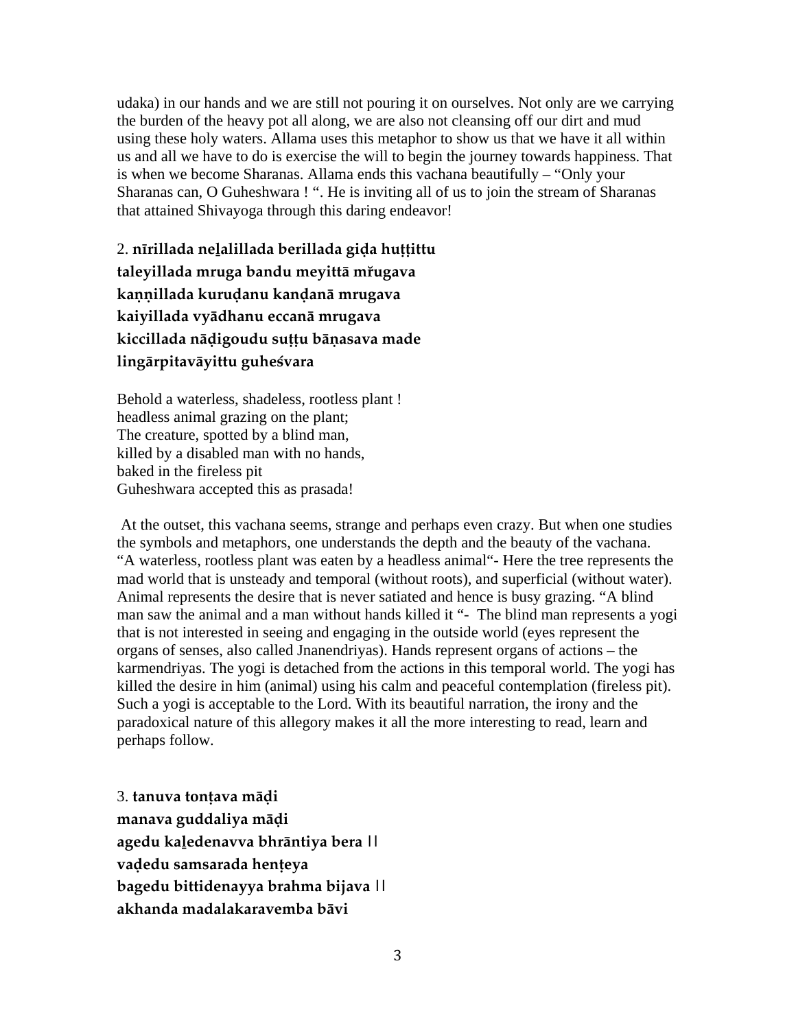udaka) in our hands and we are still not pouring it on ourselves. Not only are we carrying the burden of the heavy pot all along, we are also not cleansing off our dirt and mud using these holy waters. Allama uses this metaphor to show us that we have it all within us and all we have to do is exercise the will to begin the journey towards happiness. That is when we become Sharanas. Allama ends this vachana beautifully – "Only your Sharanas can, O Guheshwara ! ". He is inviting all of us to join the stream of Sharanas that attained Shivayoga through this daring endeavor!

2. **nīrillada neḻalillada berillada giḍa huṭṭittu**
**taleyillada mruga bandu meyittā mřugava**
**kaṇṇillada kuruḍanu kanḍanā mrugava**
**kaiyillada vyādhanu eccanā mrugava**
**kiccillada nāḍigoudu suṭṭu bāṇasava made**
**lingārpitavāyittu guheśvara**

Behold a waterless, shadeless, rootless plant !
headless animal grazing on the plant;
The creature, spotted by a blind man,
killed by a disabled man with no hands,
baked in the fireless pit
Guheshwara accepted this as prasada!

At the outset, this vachana seems, strange and perhaps even crazy. But when one studies the symbols and metaphors, one understands the depth and the beauty of the vachana. "A waterless, rootless plant was eaten by a headless animal"- Here the tree represents the mad world that is unsteady and temporal (without roots), and superficial (without water). Animal represents the desire that is never satiated and hence is busy grazing. "A blind man saw the animal and a man without hands killed it "- The blind man represents a yogi that is not interested in seeing and engaging in the outside world (eyes represent the organs of senses, also called Jnanendriyas). Hands represent organs of actions – the karmendriyas. The yogi is detached from the actions in this temporal world. The yogi has killed the desire in him (animal) using his calm and peaceful contemplation (fireless pit). Such a yogi is acceptable to the Lord. With its beautiful narration, the irony and the paradoxical nature of this allegory makes it all the more interesting to read, learn and perhaps follow.

3. **tanuva tonṭava māḍi**
**manava guddaliya māḍi**
**agedu kaḻedenavva bhrāntiya bera ||**
**vaḍedu samsarada henṭeya**
**bagedu bittidenayya brahma bijava ||**
**akhanda madalakaravemba bāvi**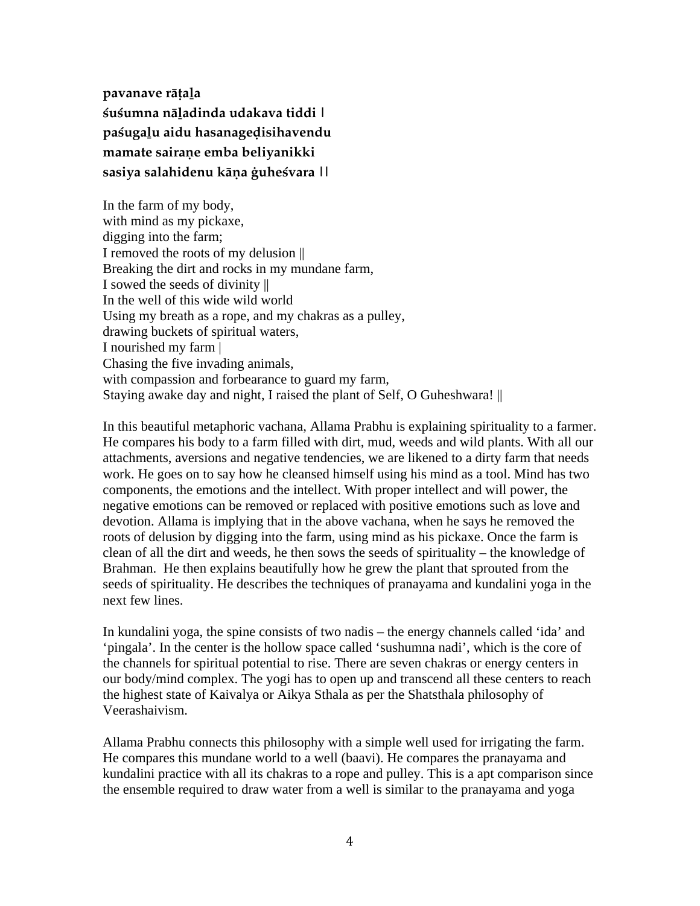**pavanave rāṭaḻa**
**śuśumna nāḻadinda udakava tiddi |**
**paśugaḻu aidu hasanageḍisihavendu**
**mamate sairaṇe emba beliyanikki**
**sasiya salahidenu kāṇa ġuheśvara ||**

In the farm of my body,
with mind as my pickaxe,
digging into the farm;
I removed the roots of my delusion ||
Breaking the dirt and rocks in my mundane farm,
I sowed the seeds of divinity ||
In the well of this wide wild world
Using my breath as a rope, and my chakras as a pulley,
drawing buckets of spiritual waters,
I nourished my farm |
Chasing the five invading animals,
with compassion and forbearance to guard my farm,
Staying awake day and night, I raised the plant of Self, O Guheshwara! ||

In this beautiful metaphoric vachana, Allama Prabhu is explaining spirituality to a farmer. He compares his body to a farm filled with dirt, mud, weeds and wild plants. With all our attachments, aversions and negative tendencies, we are likened to a dirty farm that needs work. He goes on to say how he cleansed himself using his mind as a tool. Mind has two components, the emotions and the intellect. With proper intellect and will power, the negative emotions can be removed or replaced with positive emotions such as love and devotion. Allama is implying that in the above vachana, when he says he removed the roots of delusion by digging into the farm, using mind as his pickaxe. Once the farm is clean of all the dirt and weeds, he then sows the seeds of spirituality – the knowledge of Brahman. He then explains beautifully how he grew the plant that sprouted from the seeds of spirituality. He describes the techniques of pranayama and kundalini yoga in the next few lines.

In kundalini yoga, the spine consists of two nadis – the energy channels called 'ida' and 'pingala'. In the center is the hollow space called 'sushumna nadi', which is the core of the channels for spiritual potential to rise. There are seven chakras or energy centers in our body/mind complex. The yogi has to open up and transcend all these centers to reach the highest state of Kaivalya or Aikya Sthala as per the Shatsthala philosophy of Veerashaivism.

Allama Prabhu connects this philosophy with a simple well used for irrigating the farm. He compares this mundane world to a well (baavi). He compares the pranayama and kundalini practice with all its chakras to a rope and pulley. This is a apt comparison since the ensemble required to draw water from a well is similar to the pranayama and yoga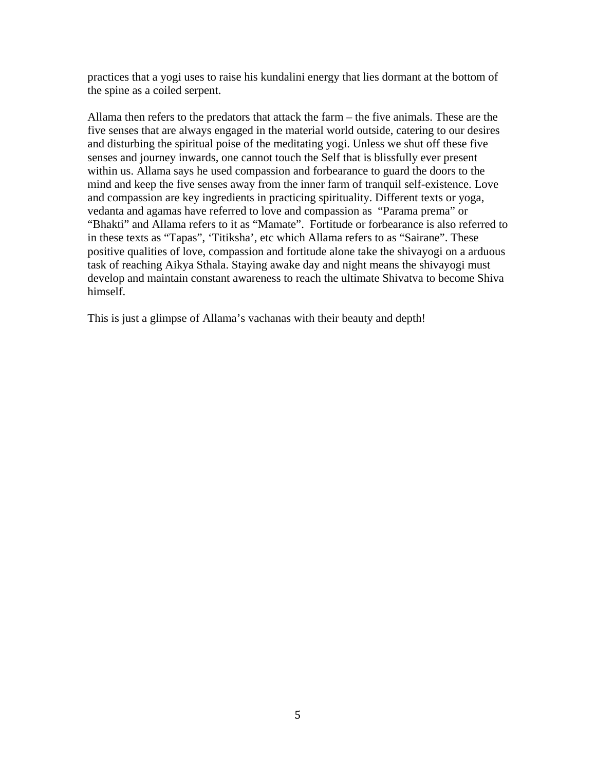practices that a yogi uses to raise his kundalini energy that lies dormant at the bottom of the spine as a coiled serpent.

Allama then refers to the predators that attack the farm – the five animals. These are the five senses that are always engaged in the material world outside, catering to our desires and disturbing the spiritual poise of the meditating yogi. Unless we shut off these five senses and journey inwards, one cannot touch the Self that is blissfully ever present within us. Allama says he used compassion and forbearance to guard the doors to the mind and keep the five senses away from the inner farm of tranquil self-existence. Love and compassion are key ingredients in practicing spirituality. Different texts or yoga, vedanta and agamas have referred to love and compassion as "Parama prema" or "Bhakti" and Allama refers to it as "Mamate". Fortitude or forbearance is also referred to in these texts as "Tapas", 'Titiksha', etc which Allama refers to as "Sairane". These positive qualities of love, compassion and fortitude alone take the shivayogi on a arduous task of reaching Aikya Sthala. Staying awake day and night means the shivayogi must develop and maintain constant awareness to reach the ultimate Shivatva to become Shiva himself.

This is just a glimpse of Allama's vachanas with their beauty and depth!